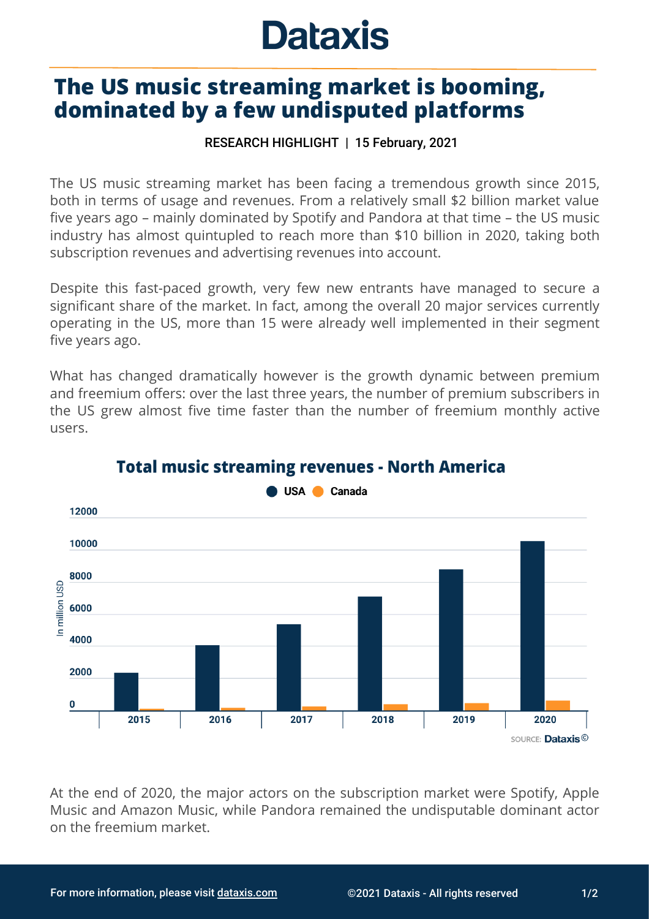# Dataxis

## The US music streaming market is booming, dominated by a few undisputed platforms

RESEARCH HIGHLIGHT | 15 February, 2021

The US music streaming market has been facing a tremendous growth since 2015, both in terms of usage and revenues. From a relatively small $2 billion market value five years ago – mainly dominated by Spotify and Pandora at that time – the US music industry has almost quintupled to reach more than $10 billion in 2020, taking both subscription revenues and advertising revenues into account.

Despite this fast-paced growth, very few new entrants have managed to secure a significant share of the market. In fact, among the overall 20 major services currently operating in the US, more than 15 were already well implemented in their segment five years ago.

What has changed dramatically however is the growth dynamic between premium and freemium offers: over the last three years, the number of premium subscribers in the US grew almost five time faster than the number of freemium monthly active users.

### Total music streaming revenues - North America

USA ● Canada ●

In million USD

0, 2000, 4000, 6000, 8000, 10000, 12000

2015, 2016, 2017, 2018, 2019, 2020

SOURCE: Dataxis©

At the end of 2020, the major actors on the subscription market were Spotify, Apple Music and Amazon Music, while Pandora remained the undisputable dominant actor on the freemium market.

For more information, please visit dataxis.com ©2021 Dataxis - All rights reserved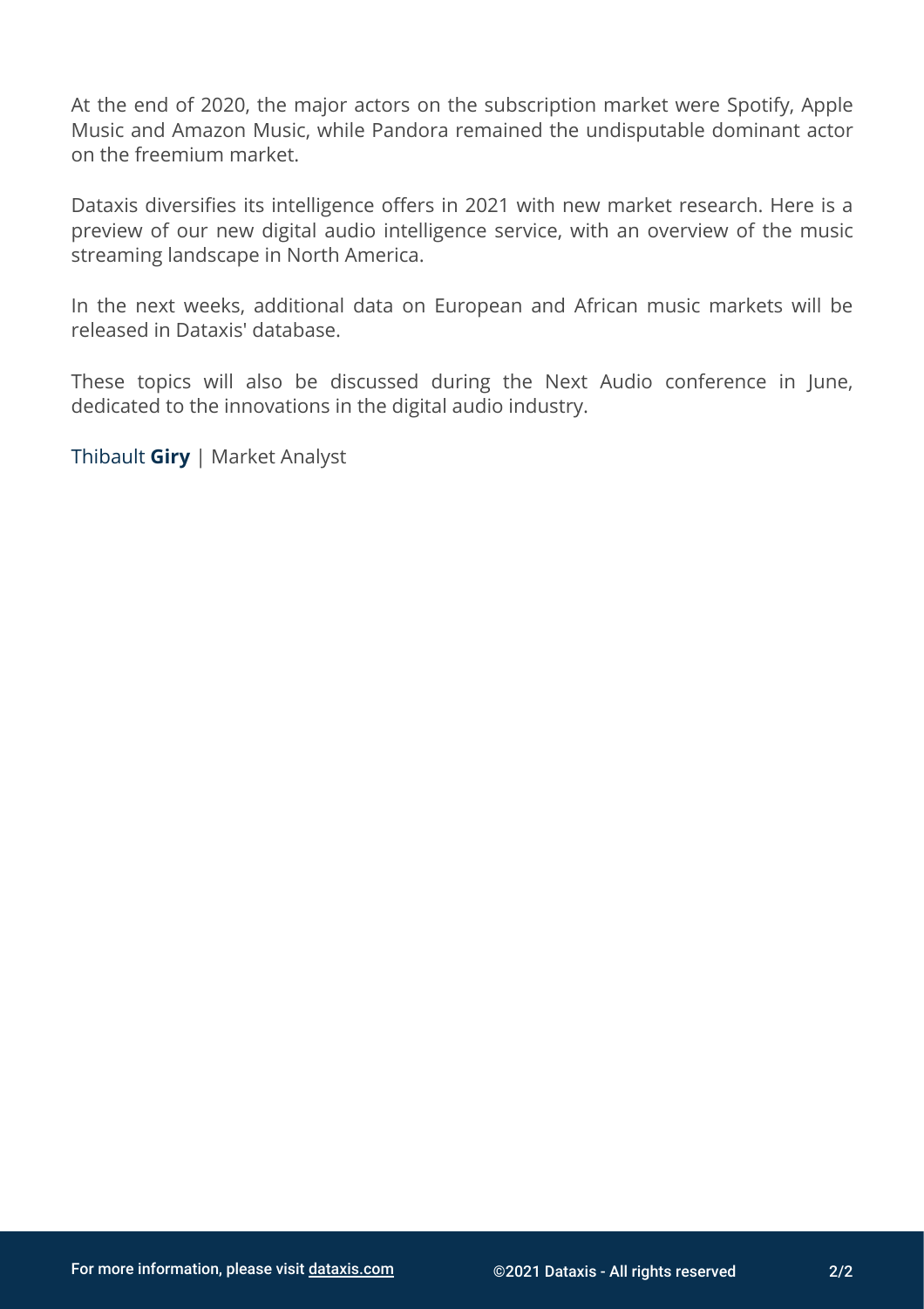At the end of 2020, the major actors on the subscription market were Spotify, Apple Music and Amazon Music, while Pandora remained the undisputable dominant actor on the freemium market.

Dataxis diversifies its intelligence offers in 2021 with new market research. Here is a preview of our new digital audio intelligence service, with an overview of the music streaming landscape in North America.

In the next weeks, additional data on European and African music markets will be released in Dataxis' database.

These topics will also be discussed during the Next Audio conference in June, dedicated to the innovations in the digital audio industry.

Thibault **Giry** | Market Analyst